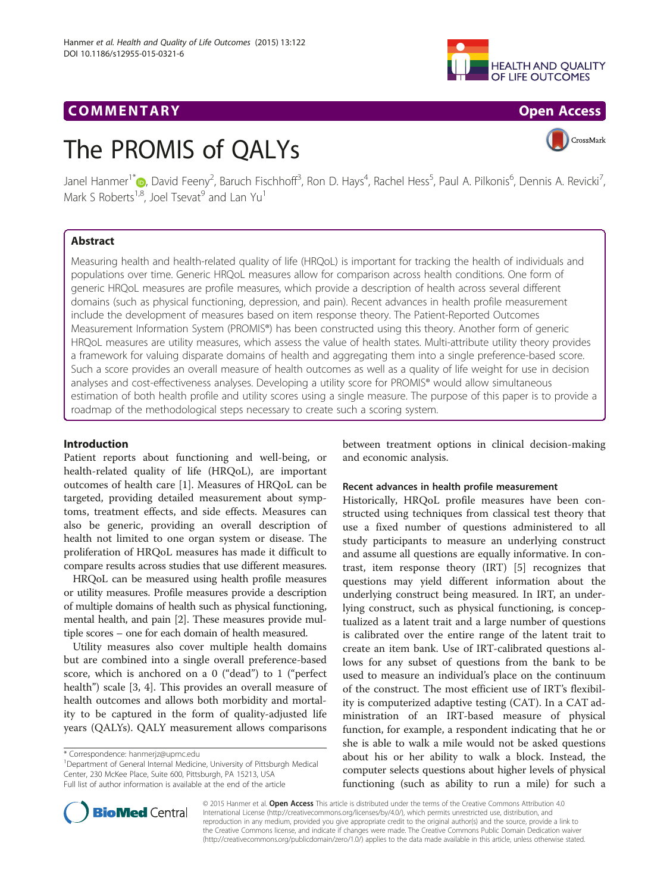COMMENTARY Open Access

# The PROMIS of QALYs

Janel Hanmer[1*], David Feeny[2], Baruch Fischhoff[3], Ron D. Hays[4], Rachel Hess[5], Paul A. Pilkonis[6], Dennis A. Revicki[7], Mark S Roberts[1,8], Joel Tsevat[9] and Lan Yu[1]

## Abstract

Measuring health and health-related quality of life (HRQoL) is important for tracking the health of individuals and populations over time. Generic HRQoL measures allow for comparison across health conditions. One form of generic HRQoL measures are profile measures, which provide a description of health across several different domains (such as physical functioning, depression, and pain). Recent advances in health profile measurement include the development of measures based on item response theory. The Patient-Reported Outcomes Measurement Information System (PROMIS®) has been constructed using this theory. Another form of generic HRQoL measures are utility measures, which assess the value of health states. Multi-attribute utility theory provides a framework for valuing disparate domains of health and aggregating them into a single preference-based score. Such a score provides an overall measure of health outcomes as well as a quality of life weight for use in decision analyses and cost-effectiveness analyses. Developing a utility score for PROMIS® would allow simultaneous estimation of both health profile and utility scores using a single measure. The purpose of this paper is to provide a roadmap of the methodological steps necessary to create such a scoring system.

## Introduction

Patient reports about functioning and well-being, or health-related quality of life (HRQoL), are important outcomes of health care [1]. Measures of HRQoL can be targeted, providing detailed measurement about symptoms, treatment effects, and side effects. Measures can also be generic, providing an overall description of health not limited to one organ system or disease. The proliferation of HRQoL measures has made it difficult to compare results across studies that use different measures.

HRQoL can be measured using health profile measures or utility measures. Profile measures provide a description of multiple domains of health such as physical functioning, mental health, and pain [2]. These measures provide multiple scores – one for each domain of health measured.

Utility measures also cover multiple health domains but are combined into a single overall preference-based score, which is anchored on a 0 ("dead") to 1 ("perfect health") scale [3, 4]. This provides an overall measure of health outcomes and allows both morbidity and mortality to be captured in the form of quality-adjusted life years (QALYs). QALY measurement allows comparisons between treatment options in clinical decision-making and economic analysis.

### Recent advances in health profile measurement

Historically, HRQoL profile measures have been constructed using techniques from classical test theory that use a fixed number of questions administered to all study participants to measure an underlying construct and assume all questions are equally informative. In contrast, item response theory (IRT) [5] recognizes that questions may yield different information about the underlying construct being measured. In IRT, an underlying construct, such as physical functioning, is conceptualized as a latent trait and a large number of questions is calibrated over the entire range of the latent trait to create an item bank. Use of IRT-calibrated questions allows for any subset of questions from the bank to be used to measure an individual's place on the continuum of the construct. The most efficient use of IRT's flexibility is computerized adaptive testing (CAT). In a CAT administration of an IRT-based measure of physical function, for example, a respondent indicating that he or she is able to walk a mile would not be asked questions about his or her ability to walk a block. Instead, the computer selects questions about higher levels of physical functioning (such as ability to run a mile) for such a

\* Correspondence: hanmerjz@upmc.edu
[1]Department of General Internal Medicine, University of Pittsburgh Medical Center, 230 McKee Place, Suite 600, Pittsburgh, PA 15213, USA
Full list of author information is available at the end of the article

© 2015 Hanmer et al. **Open Access** This article is distributed under the terms of the Creative Commons Attribution 4.0 International License (http://creativecommons.org/licenses/by/4.0/), which permits unrestricted use, distribution, and reproduction in any medium, provided you give appropriate credit to the original author(s) and the source, provide a link to the Creative Commons license, and indicate if changes were made. The Creative Commons Public Domain Dedication waiver (http://creativecommons.org/publicdomain/zero/1.0/) applies to the data made available in this article, unless otherwise stated.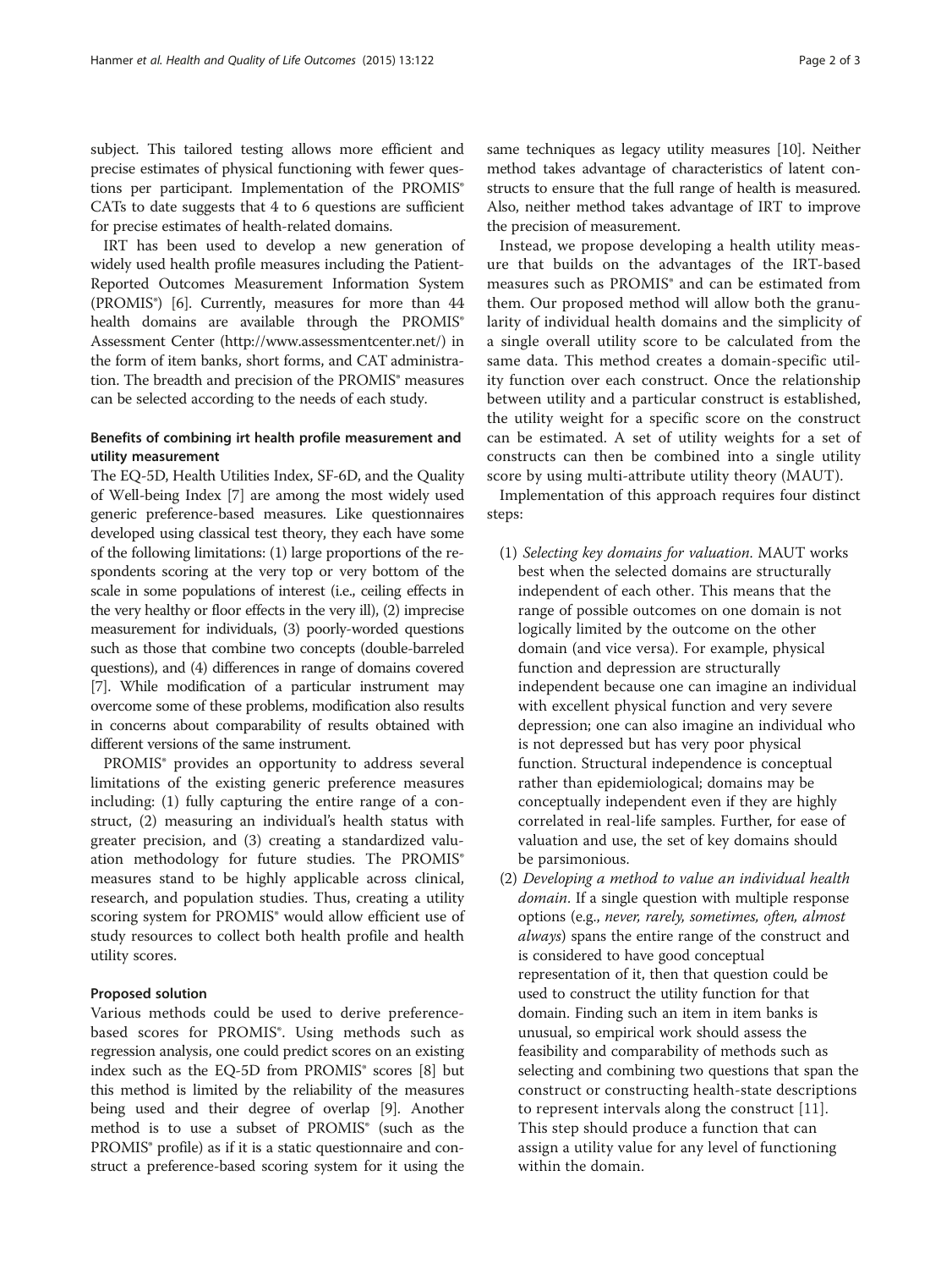subject. This tailored testing allows more efficient and precise estimates of physical functioning with fewer questions per participant. Implementation of the PROMIS® CATs to date suggests that 4 to 6 questions are sufficient for precise estimates of health-related domains.

IRT has been used to develop a new generation of widely used health profile measures including the Patient-Reported Outcomes Measurement Information System (PROMIS®) [6]. Currently, measures for more than 44 health domains are available through the PROMIS® Assessment Center (http://www.assessmentcenter.net/) in the form of item banks, short forms, and CAT administration. The breadth and precision of the PROMIS® measures can be selected according to the needs of each study.

### Benefits of combining irt health profile measurement and utility measurement

The EQ-5D, Health Utilities Index, SF-6D, and the Quality of Well-being Index [7] are among the most widely used generic preference-based measures. Like questionnaires developed using classical test theory, they each have some of the following limitations: (1) large proportions of the respondents scoring at the very top or very bottom of the scale in some populations of interest (i.e., ceiling effects in the very healthy or floor effects in the very ill), (2) imprecise measurement for individuals, (3) poorly-worded questions such as those that combine two concepts (double-barreled questions), and (4) differences in range of domains covered [7]. While modification of a particular instrument may overcome some of these problems, modification also results in concerns about comparability of results obtained with different versions of the same instrument.

PROMIS® provides an opportunity to address several limitations of the existing generic preference measures including: (1) fully capturing the entire range of a construct, (2) measuring an individual's health status with greater precision, and (3) creating a standardized valuation methodology for future studies. The PROMIS® measures stand to be highly applicable across clinical, research, and population studies. Thus, creating a utility scoring system for PROMIS® would allow efficient use of study resources to collect both health profile and health utility scores.

### Proposed solution

Various methods could be used to derive preference-based scores for PROMIS®. Using methods such as regression analysis, one could predict scores on an existing index such as the EQ-5D from PROMIS® scores [8] but this method is limited by the reliability of the measures being used and their degree of overlap [9]. Another method is to use a subset of PROMIS® (such as the PROMIS® profile) as if it is a static questionnaire and construct a preference-based scoring system for it using the same techniques as legacy utility measures [10]. Neither method takes advantage of characteristics of latent constructs to ensure that the full range of health is measured. Also, neither method takes advantage of IRT to improve the precision of measurement.

Instead, we propose developing a health utility measure that builds on the advantages of the IRT-based measures such as PROMIS® and can be estimated from them. Our proposed method will allow both the granularity of individual health domains and the simplicity of a single overall utility score to be calculated from the same data. This method creates a domain-specific utility function over each construct. Once the relationship between utility and a particular construct is established, the utility weight for a specific score on the construct can be estimated. A set of utility weights for a set of constructs can then be combined into a single utility score by using multi-attribute utility theory (MAUT).

Implementation of this approach requires four distinct steps:

1. *Selecting key domains for valuation.* MAUT works best when the selected domains are structurally independent of each other. This means that the range of possible outcomes on one domain is not logically limited by the outcome on the other domain (and vice versa). For example, physical function and depression are structurally independent because one can imagine an individual with excellent physical function and very severe depression; one can also imagine an individual who is not depressed but has very poor physical function. Structural independence is conceptual rather than epidemiological; domains may be conceptually independent even if they are highly correlated in real-life samples. Further, for ease of valuation and use, the set of key domains should be parsimonious.
2. *Developing a method to value an individual health domain.* If a single question with multiple response options (e.g., *never, rarely, sometimes, often, almost always*) spans the entire range of the construct and is considered to have good conceptual representation of it, then that question could be used to construct the utility function for that domain. Finding such an item in item banks is unusual, so empirical work should assess the feasibility and comparability of methods such as selecting and combining two questions that span the construct or constructing health-state descriptions to represent intervals along the construct [11]. This step should produce a function that can assign a utility value for any level of functioning within the domain.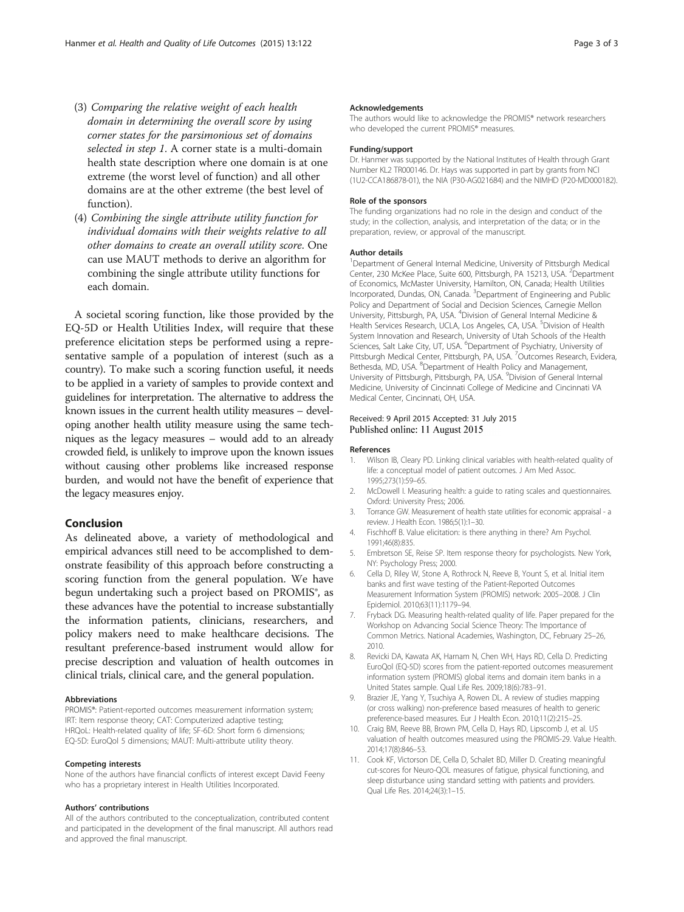(3) *Comparing the relative weight of each health domain in determining the overall score by using corner states for the parsimonious set of domains selected in step 1*. A corner state is a multi-domain health state description where one domain is at one extreme (the worst level of function) and all other domains are at the other extreme (the best level of function).

(4) *Combining the single attribute utility function for individual domains with their weights relative to all other domains to create an overall utility score*. One can use MAUT methods to derive an algorithm for combining the single attribute utility functions for each domain.

A societal scoring function, like those provided by the EQ-5D or Health Utilities Index, will require that these preference elicitation steps be performed using a representative sample of a population of interest (such as a country). To make such a scoring function useful, it needs to be applied in a variety of samples to provide context and guidelines for interpretation. The alternative to address the known issues in the current health utility measures – developing another health utility measure using the same techniques as the legacy measures – would add to an already crowded field, is unlikely to improve upon the known issues without causing other problems like increased response burden, and would not have the benefit of experience that the legacy measures enjoy.

## Conclusion

As delineated above, a variety of methodological and empirical advances still need to be accomplished to demonstrate feasibility of this approach before constructing a scoring function from the general population. We have begun undertaking such a project based on PROMIS®, as these advances have the potential to increase substantially the information patients, clinicians, researchers, and policy makers need to make healthcare decisions. The resultant preference-based instrument would allow for precise description and valuation of health outcomes in clinical trials, clinical care, and the general population.

#### Abbreviations

PROMIS®: Patient-reported outcomes measurement information system; IRT: Item response theory; CAT: Computerized adaptive testing; HRQoL: Health-related quality of life; SF-6D: Short form 6 dimensions; EQ-5D: EuroQol 5 dimensions; MAUT: Multi-attribute utility theory.

#### Competing interests

None of the authors have financial conflicts of interest except David Feeny who has a proprietary interest in Health Utilities Incorporated.

#### Authors' contributions

All of the authors contributed to the conceptualization, contributed content and participated in the development of the final manuscript. All authors read and approved the final manuscript.

#### Acknowledgements

The authors would like to acknowledge the PROMIS® network researchers who developed the current PROMIS® measures.

#### Funding/support

Dr. Hanmer was supported by the National Institutes of Health through Grant Number KL2 TR000146. Dr. Hays was supported in part by grants from NCI (1U2-CCA186878-01), the NIA (P30-AG021684) and the NIMHD (P20-MD000182).

#### Role of the sponsors

The funding organizations had no role in the design and conduct of the study; in the collection, analysis, and interpretation of the data; or in the preparation, review, or approval of the manuscript.

#### Author details

[1]Department of General Internal Medicine, University of Pittsburgh Medical Center, 230 McKee Place, Suite 600, Pittsburgh, PA 15213, USA. [2]Department of Economics, McMaster University, Hamilton, ON, Canada; Health Utilities Incorporated, Dundas, ON, Canada. [3]Department of Engineering and Public Policy and Department of Social and Decision Sciences, Carnegie Mellon University, Pittsburgh, PA, USA. [4]Division of General Internal Medicine & Health Services Research, UCLA, Los Angeles, CA, USA. [5]Division of Health System Innovation and Research, University of Utah Schools of the Health Sciences, Salt Lake City, UT, USA. [6]Department of Psychiatry, University of Pittsburgh Medical Center, Pittsburgh, PA, USA. [7]Outcomes Research, Evidera, Bethesda, MD, USA. [8]Department of Health Policy and Management, University of Pittsburgh, Pittsburgh, PA, USA. [9]Division of General Internal Medicine, University of Cincinnati College of Medicine and Cincinnati VA Medical Center, Cincinnati, OH, USA.

Received: 9 April 2015 Accepted: 31 July 2015
Published online: 11 August 2015

#### References

1. Wilson IB, Cleary PD. Linking clinical variables with health-related quality of life: a conceptual model of patient outcomes. J Am Med Assoc. 1995;273(1):59–65.
2. McDowell I. Measuring health: a guide to rating scales and questionnaires. Oxford: University Press; 2006.
3. Torrance GW. Measurement of health state utilities for economic appraisal - a review. J Health Econ. 1986;5(1):1–30.
4. Fischhoff B. Value elicitation: is there anything in there? Am Psychol. 1991;46(8):835.
5. Embretson SE, Reise SP. Item response theory for psychologists. New York, NY: Psychology Press; 2000.
6. Cella D, Riley W, Stone A, Rothrock N, Reeve B, Yount S, et al. Initial item banks and first wave testing of the Patient-Reported Outcomes Measurement Information System (PROMIS) network: 2005–2008. J Clin Epidemiol. 2010;63(11):1179–94.
7. Fryback DG. Measuring health-related quality of life. Paper prepared for the Workshop on Advancing Social Science Theory: The Importance of Common Metrics. National Academies, Washington, DC, February 25–26, 2010.
8. Revicki DA, Kawata AK, Harnam N, Chen WH, Hays RD, Cella D. Predicting EuroQol (EQ-5D) scores from the patient-reported outcomes measurement information system (PROMIS) global items and domain item banks in a United States sample. Qual Life Res. 2009;18(6):783–91.
9. Brazier JE, Yang Y, Tsuchiya A, Rowen DL. A review of studies mapping (or cross walking) non-preference based measures of health to generic preference-based measures. Eur J Health Econ. 2010;11(2):215–25.
10. Craig BM, Reeve BB, Brown PM, Cella D, Hays RD, Lipscomb J, et al. US valuation of health outcomes measured using the PROMIS-29. Value Health. 2014;17(8):846–53.
11. Cook KF, Victorson DE, Cella D, Schalet BD, Miller D. Creating meaningful cut-scores for Neuro-QOL measures of fatigue, physical functioning, and sleep disturbance using standard setting with patients and providers. Qual Life Res. 2014;24(3):1–15.